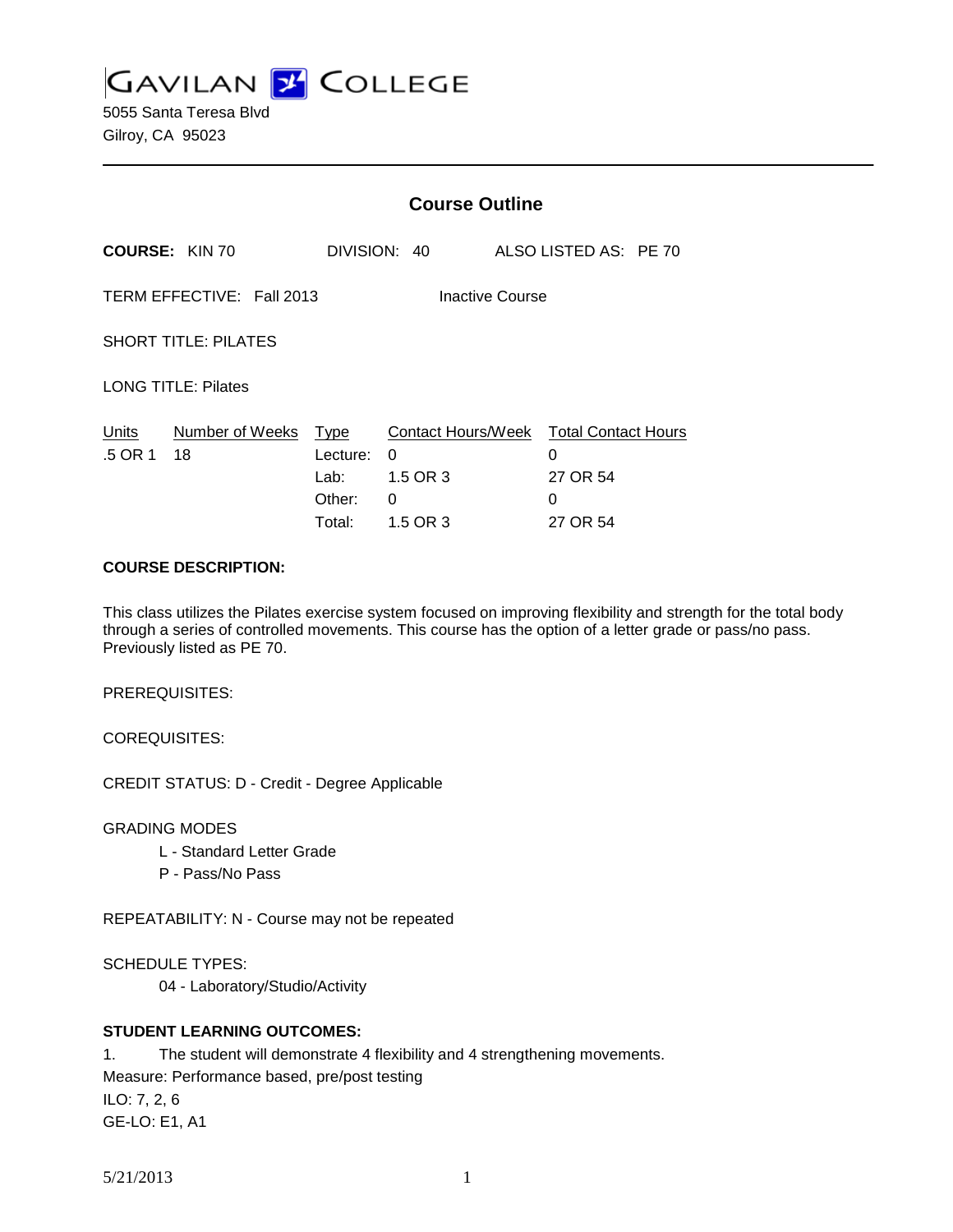# GAVILAN COLLEGE

5055 Santa Teresa Blvd
Gilroy, CA 95023

---

## Course Outline

**COURSE:** KIN 70 DIVISION: 40 ALSO LISTED AS: PE 70

TERM EFFECTIVE: Fall 2013 Inactive Course

SHORT TITLE: PILATES

LONG TITLE: Pilates

| Units | Number of Weeks | Type | Contact Hours/Week | Total Contact Hours |
|---|---|---|---|---|
| .5 OR 1 | 18 | Lecture: | 0 | 0 |
| | | Lab: | 1.5 OR 3 | 27 OR 54 |
| | | Other: | 0 | 0 |
| | | Total: | 1.5 OR 3 | 27 OR 54 |

**COURSE DESCRIPTION:**

This class utilizes the Pilates exercise system focused on improving flexibility and strength for the total body through a series of controlled movements. This course has the option of a letter grade or pass/no pass. Previously listed as PE 70.

PREREQUISITES:

COREQUISITES:

CREDIT STATUS: D - Credit - Degree Applicable

GRADING MODES

- L - Standard Letter Grade
- P - Pass/No Pass

REPEATABILITY: N - Course may not be repeated

SCHEDULE TYPES:

- 04 - Laboratory/Studio/Activity

**STUDENT LEARNING OUTCOMES:**

1. The student will demonstrate 4 flexibility and 4 strengthening movements.

Measure: Performance based, pre/post testing

ILO: 7, 2, 6

GE-LO: E1, A1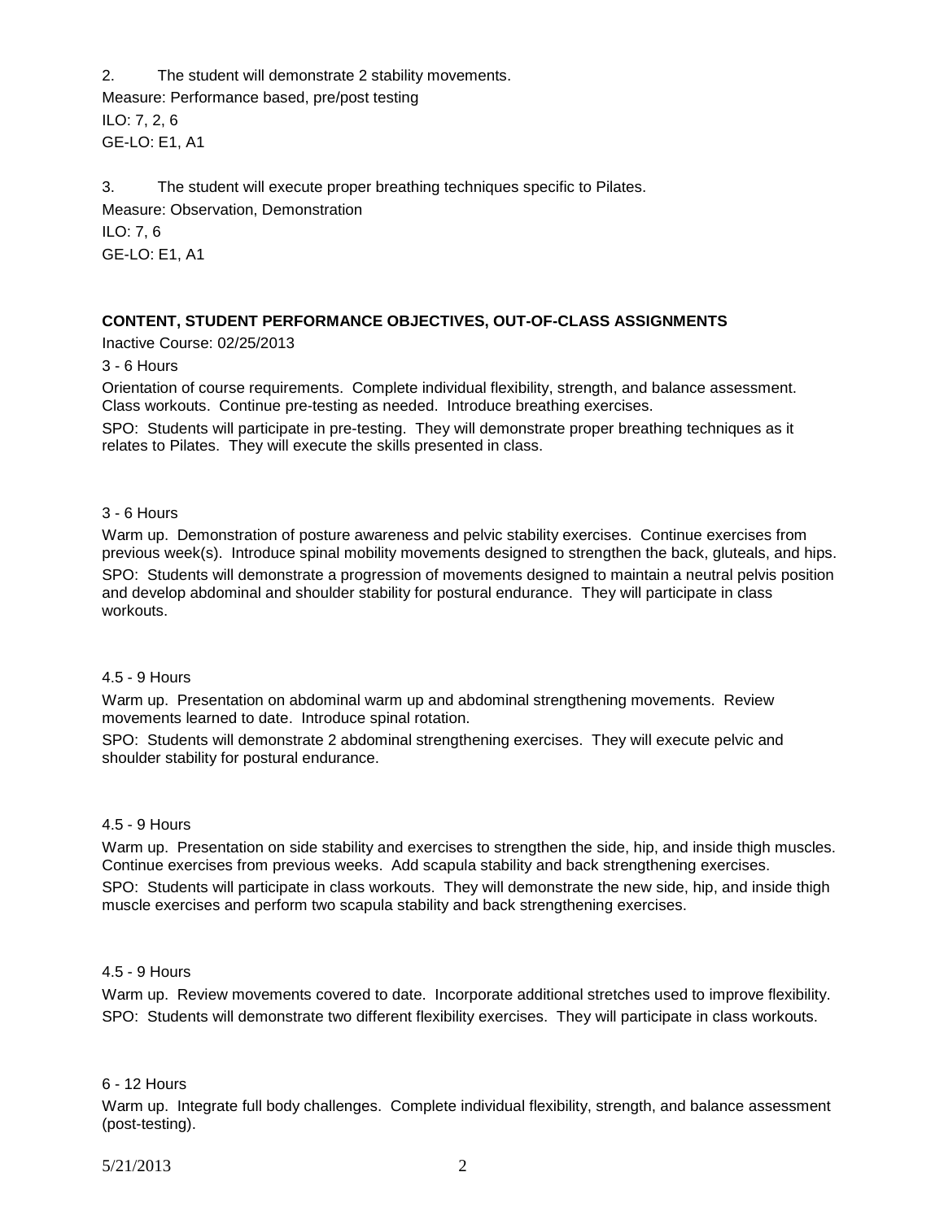2. The student will demonstrate 2 stability movements.

Measure: Performance based, pre/post testing

ILO: 7, 2, 6

GE-LO: E1, A1

3. The student will execute proper breathing techniques specific to Pilates.

Measure: Observation, Demonstration

ILO: 7, 6

GE-LO: E1, A1

## CONTENT, STUDENT PERFORMANCE OBJECTIVES, OUT-OF-CLASS ASSIGNMENTS

Inactive Course: 02/25/2013

3 - 6 Hours

Orientation of course requirements. Complete individual flexibility, strength, and balance assessment. Class workouts. Continue pre-testing as needed. Introduce breathing exercises.

SPO: Students will participate in pre-testing. They will demonstrate proper breathing techniques as it relates to Pilates. They will execute the skills presented in class.

3 - 6 Hours

Warm up. Demonstration of posture awareness and pelvic stability exercises. Continue exercises from previous week(s). Introduce spinal mobility movements designed to strengthen the back, gluteals, and hips.

SPO: Students will demonstrate a progression of movements designed to maintain a neutral pelvis position and develop abdominal and shoulder stability for postural endurance. They will participate in class workouts.

4.5 - 9 Hours

Warm up. Presentation on abdominal warm up and abdominal strengthening movements. Review movements learned to date. Introduce spinal rotation.

SPO: Students will demonstrate 2 abdominal strengthening exercises. They will execute pelvic and shoulder stability for postural endurance.

4.5 - 9 Hours

Warm up. Presentation on side stability and exercises to strengthen the side, hip, and inside thigh muscles. Continue exercises from previous weeks. Add scapula stability and back strengthening exercises.

SPO: Students will participate in class workouts. They will demonstrate the new side, hip, and inside thigh muscle exercises and perform two scapula stability and back strengthening exercises.

4.5 - 9 Hours

Warm up. Review movements covered to date. Incorporate additional stretches used to improve flexibility.

SPO: Students will demonstrate two different flexibility exercises. They will participate in class workouts.

6 - 12 Hours

Warm up. Integrate full body challenges. Complete individual flexibility, strength, and balance assessment (post-testing).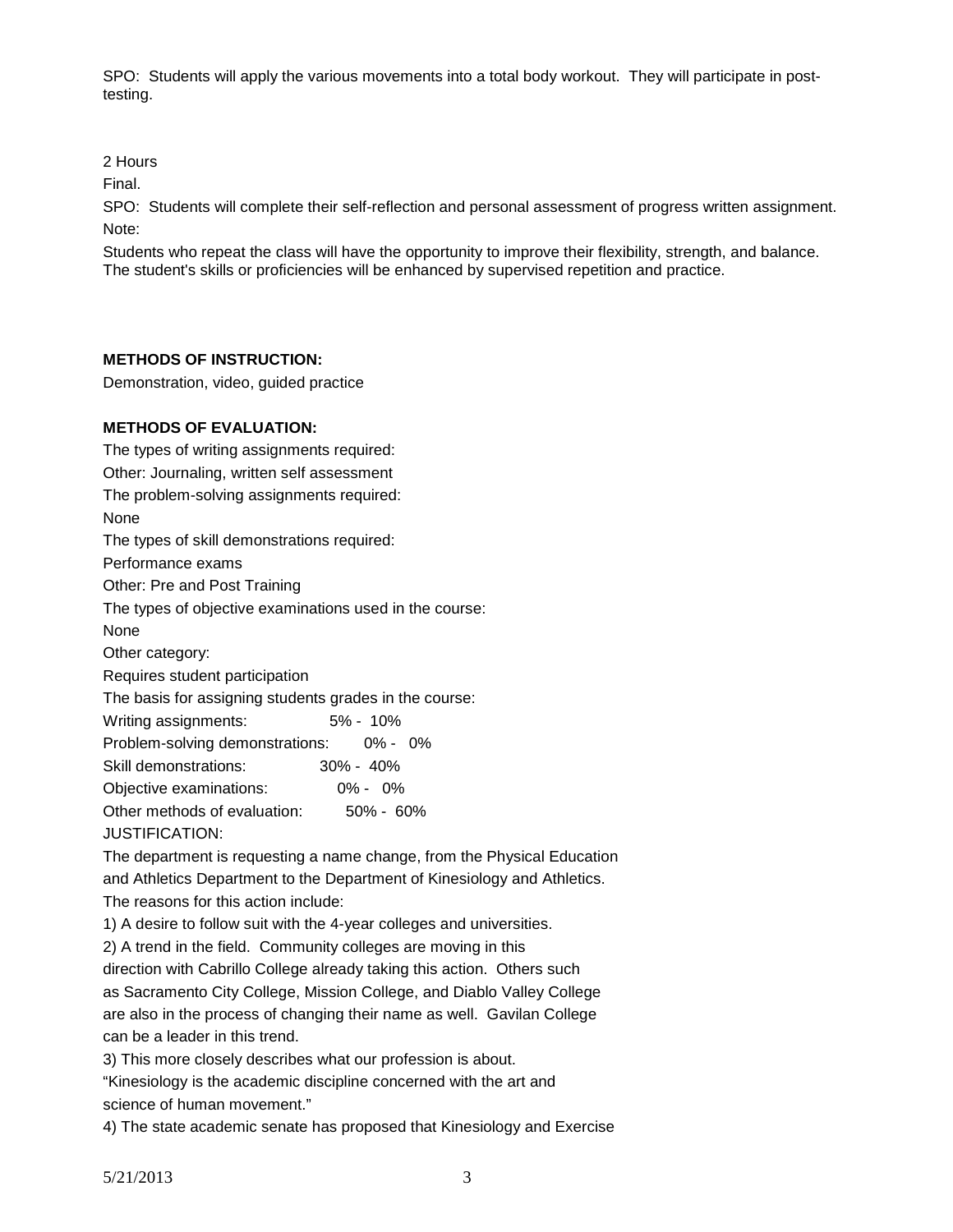SPO: Students will apply the various movements into a total body workout. They will participate in post-testing.

2 Hours

Final.

SPO: Students will complete their self-reflection and personal assessment of progress written assignment.

Note:

Students who repeat the class will have the opportunity to improve their flexibility, strength, and balance. The student's skills or proficiencies will be enhanced by supervised repetition and practice.

**METHODS OF INSTRUCTION:**

Demonstration, video, guided practice

**METHODS OF EVALUATION:**

The types of writing assignments required:

Other: Journaling, written self assessment

The problem-solving assignments required:

None

The types of skill demonstrations required:

Performance exams

Other: Pre and Post Training

The types of objective examinations used in the course:

None

Other category:

Requires student participation

The basis for assigning students grades in the course:

| | |
|---|---|
| Writing assignments: | 5% - 10% |
| Problem-solving demonstrations: | 0% - 0% |
| Skill demonstrations: | 30% - 40% |
| Objective examinations: | 0% - 0% |
| Other methods of evaluation: | 50% - 60% |

JUSTIFICATION:

The department is requesting a name change, from the Physical Education and Athletics Department to the Department of Kinesiology and Athletics. The reasons for this action include:

1) A desire to follow suit with the 4-year colleges and universities.

2) A trend in the field. Community colleges are moving in this direction with Cabrillo College already taking this action. Others such as Sacramento City College, Mission College, and Diablo Valley College are also in the process of changing their name as well. Gavilan College can be a leader in this trend.

3) This more closely describes what our profession is about. "Kinesiology is the academic discipline concerned with the art and science of human movement."

4) The state academic senate has proposed that Kinesiology and Exercise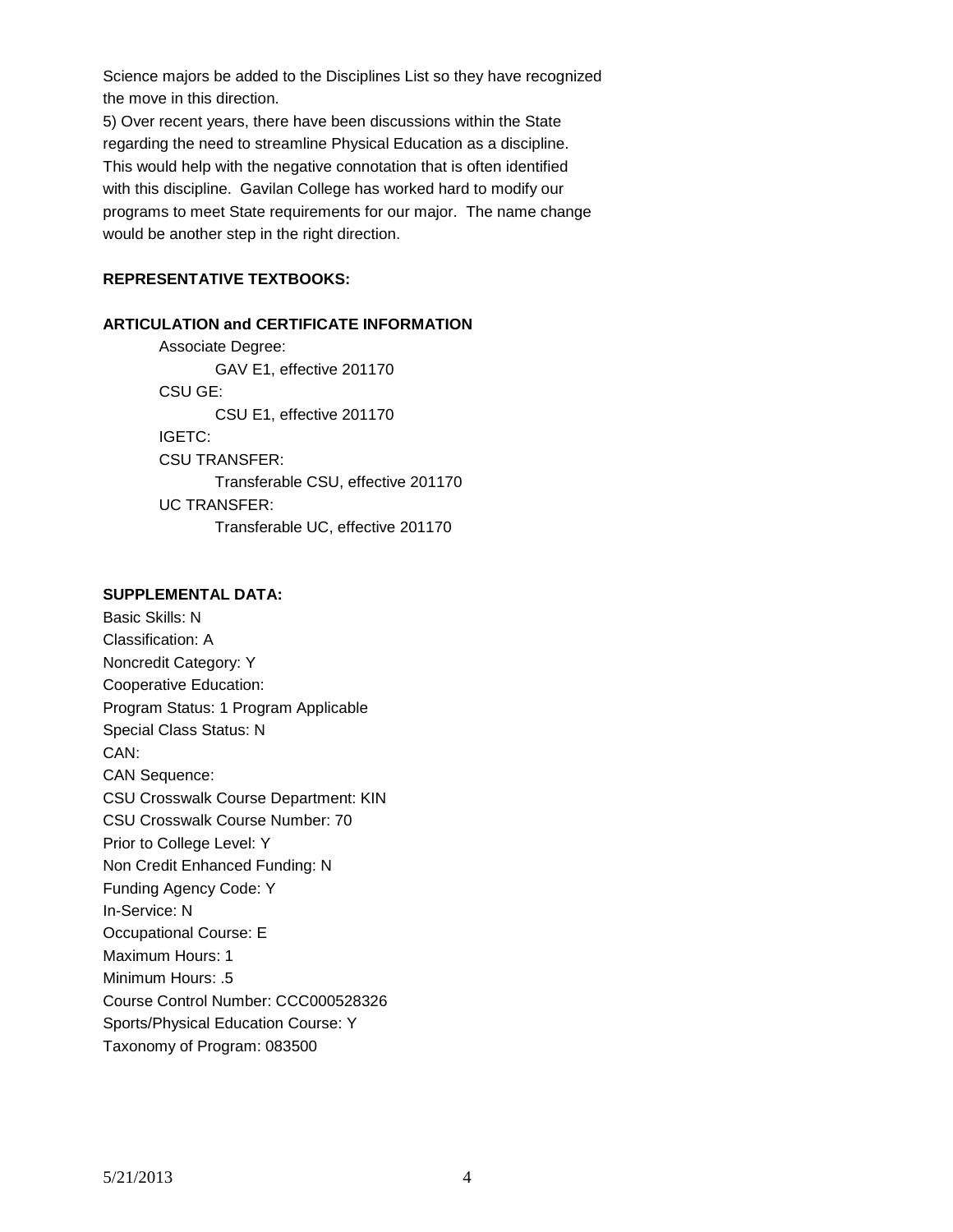Science majors be added to the Disciplines List so they have recognized the move in this direction.

5) Over recent years, there have been discussions within the State regarding the need to streamline Physical Education as a discipline. This would help with the negative connotation that is often identified with this discipline. Gavilan College has worked hard to modify our programs to meet State requirements for our major. The name change would be another step in the right direction.

**REPRESENTATIVE TEXTBOOKS:**

**ARTICULATION and CERTIFICATE INFORMATION**

Associate Degree:
GAV E1, effective 201170
CSU GE:
CSU E1, effective 201170
IGETC:
CSU TRANSFER:
Transferable CSU, effective 201170
UC TRANSFER:
Transferable UC, effective 201170

**SUPPLEMENTAL DATA:**

Basic Skills: N
Classification: A
Noncredit Category: Y
Cooperative Education:
Program Status: 1 Program Applicable
Special Class Status: N
CAN:
CAN Sequence:
CSU Crosswalk Course Department: KIN
CSU Crosswalk Course Number: 70
Prior to College Level: Y
Non Credit Enhanced Funding: N
Funding Agency Code: Y
In-Service: N
Occupational Course: E
Maximum Hours: 1
Minimum Hours: .5
Course Control Number: CCC000528326
Sports/Physical Education Course: Y
Taxonomy of Program: 083500